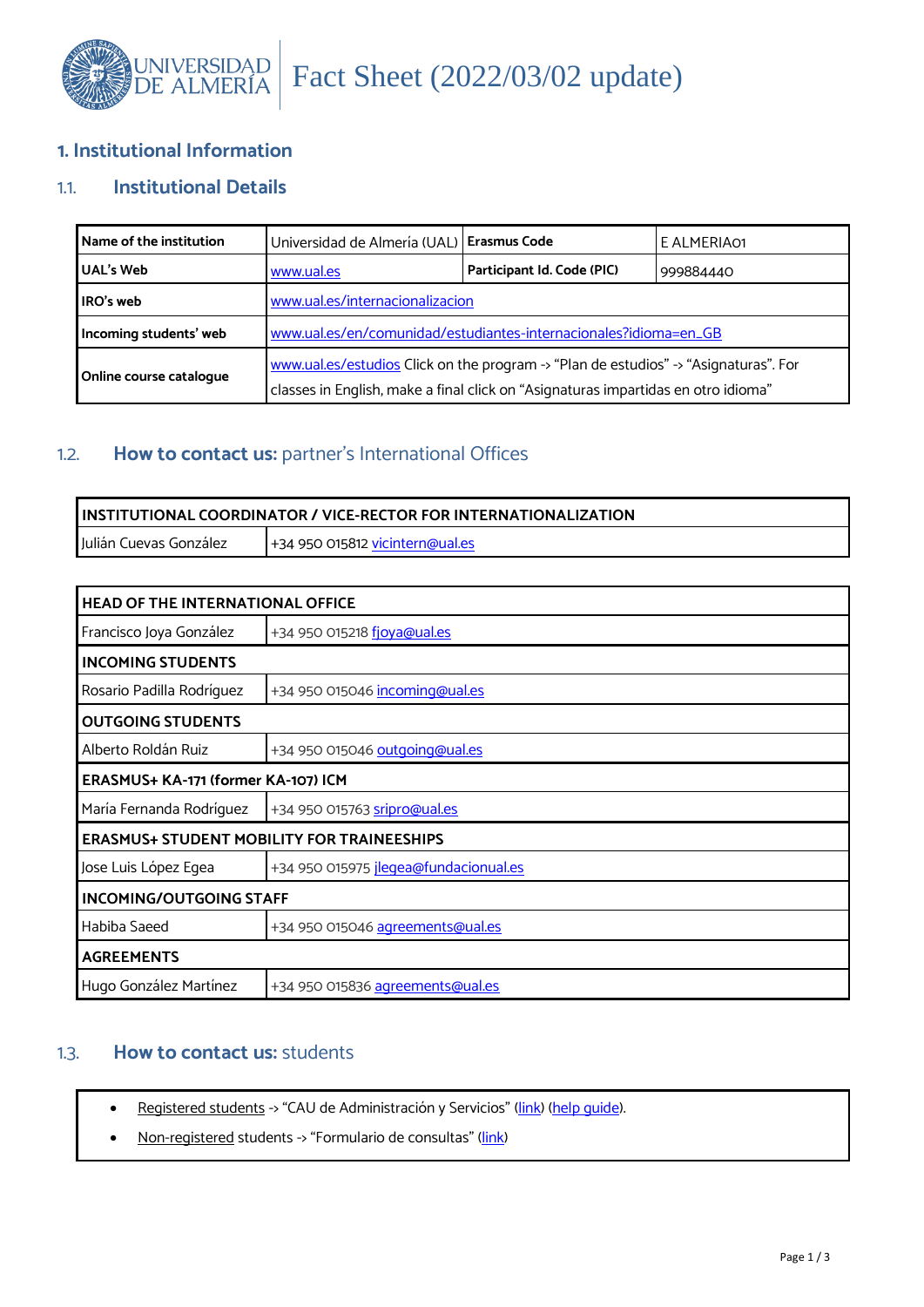# Fact Sheet (2022/03/02 update)

## 1. Institutional Information

### 1.1. Institutional Details

| Name of the institution | Universidad de Almería (UAL) | Erasmus Code | E ALMERIA01 |
|---|---|---|---|
| UAL's Web | www.ual.es | Participant Id. Code (PIC) | 999884440 |
| IRO's web | www.ual.es/internacionalizacion | | |
| Incoming students' web | www.ual.es/en/comunidad/estudiantes-internacionales?idioma=en_GB | | |
| Online course catalogue | www.ual.es/estudios Click on the program -> "Plan de estudios" -> "Asignaturas". For classes in English, make a final click on "Asignaturas impartidas en otro idioma" | | |

### 1.2. How to contact us: partner's International Offices

| INSTITUTIONAL COORDINATOR / VICE-RECTOR FOR INTERNATIONALIZATION | |
|---|---|
| Julián Cuevas González | +34 950 015812 vicintern@ual.es |

| HEAD OF THE INTERNATIONAL OFFICE | |
|---|---|
| Francisco Joya González | +34 950 015218 fjoya@ual.es |
| **INCOMING STUDENTS** | |
| Rosario Padilla Rodríguez | +34 950 015046 incoming@ual.es |
| **OUTGOING STUDENTS** | |
| Alberto Roldán Ruiz | +34 950 015046 outgoing@ual.es |
| **ERASMUS+ KA-171 (former KA-107) ICM** | |
| María Fernanda Rodríguez | +34 950 015763 sripro@ual.es |
| **ERASMUS+ STUDENT MOBILITY FOR TRAINEESHIPS** | |
| Jose Luis López Egea | +34 950 015975 jlegea@fundacionual.es |
| **INCOMING/OUTGOING STAFF** | |
| Habiba Saeed | +34 950 015046 agreements@ual.es |
| **AGREEMENTS** | |
| Hugo González Martínez | +34 950 015836 agreements@ual.es |

### 1.3. How to contact us: students

- Registered students -> "CAU de Administración y Servicios" (link) (help guide).
- Non-registered students -> "Formulario de consultas" (link)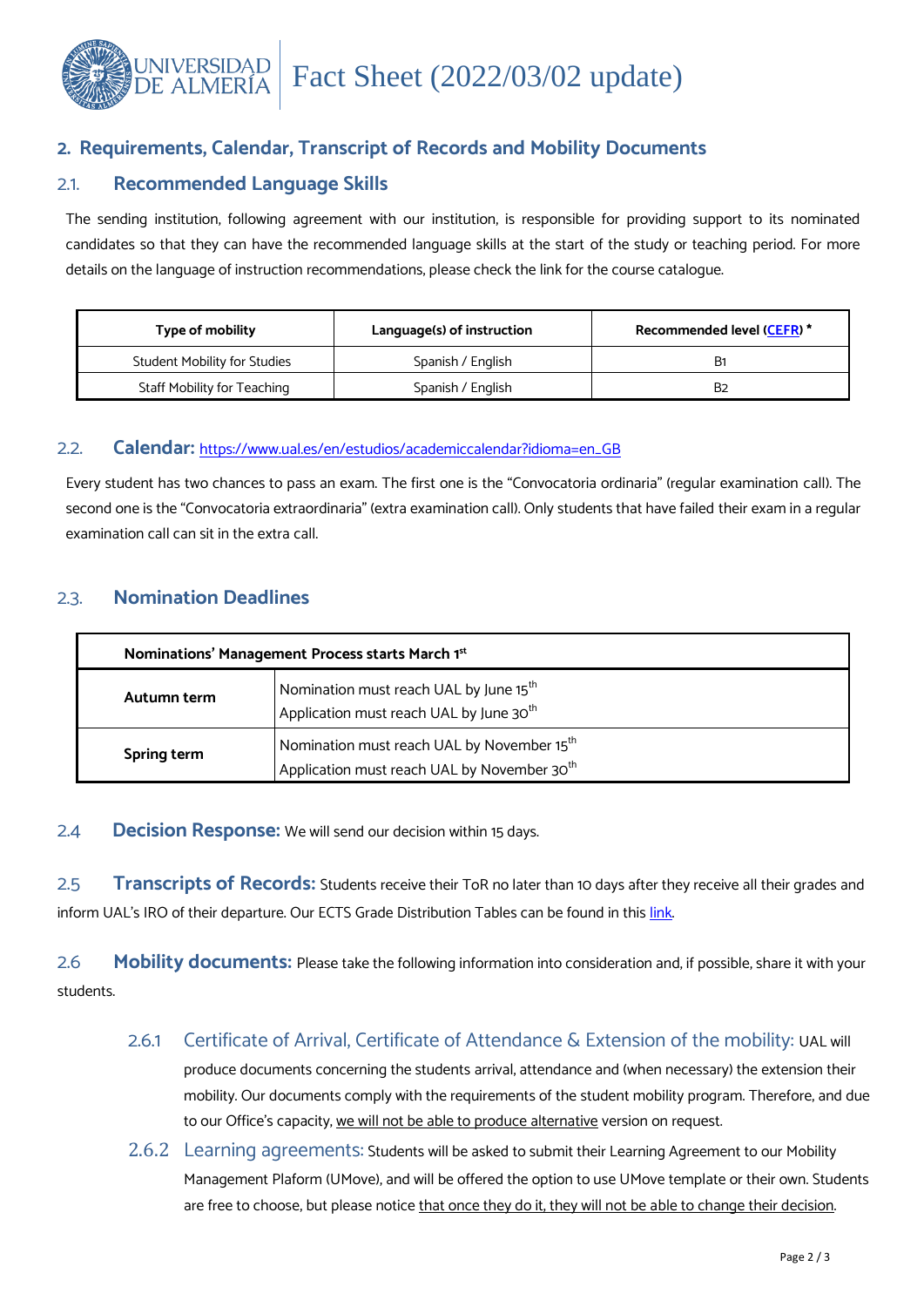# Fact Sheet (2022/03/02 update)

## 2. Requirements, Calendar, Transcript of Records and Mobility Documents

### 2.1. Recommended Language Skills

The sending institution, following agreement with our institution, is responsible for providing support to its nominated candidates so that they can have the recommended language skills at the start of the study or teaching period. For more details on the language of instruction recommendations, please check the link for the course catalogue.

| Type of mobility | Language(s) of instruction | Recommended level (CEFR) * |
|---|---|---|
| Student Mobility for Studies | Spanish / English | B1 |
| Staff Mobility for Teaching | Spanish / English | B2 |

### 2.2. Calendar: https://www.ual.es/en/estudios/academiccalendar?idioma=en_GB

Every student has two chances to pass an exam. The first one is the "Convocatoria ordinaria" (regular examination call). The second one is the "Convocatoria extraordinaria" (extra examination call). Only students that have failed their exam in a regular examination call can sit in the extra call.

### 2.3. Nomination Deadlines

| Nominations' Management Process starts March 1st | |
|---|---|
| **Autumn term** | Nomination must reach UAL by June 15th<br>Application must reach UAL by June 30th |
| **Spring term** | Nomination must reach UAL by November 15th<br>Application must reach UAL by November 30th |

### 2.4 Decision Response:

We will send our decision within 15 days.

### 2.5 Transcripts of Records:

Students receive their ToR no later than 10 days after they receive all their grades and inform UAL's IRO of their departure. Our ECTS Grade Distribution Tables can be found in this link.

### 2.6 Mobility documents:

Please take the following information into consideration and, if possible, share it with your students.

#### 2.6.1 Certificate of Arrival, Certificate of Attendance & Extension of the mobility:

UAL will produce documents concerning the students arrival, attendance and (when necessary) the extension their mobility. Our documents comply with the requirements of the student mobility program. Therefore, and due to our Office's capacity, we will not be able to produce alternative version on request.

#### 2.6.2 Learning agreements:

Students will be asked to submit their Learning Agreement to our Mobility Management Plaform (UMove), and will be offered the option to use UMove template or their own. Students are free to choose, but please notice that once they do it, they will not be able to change their decision.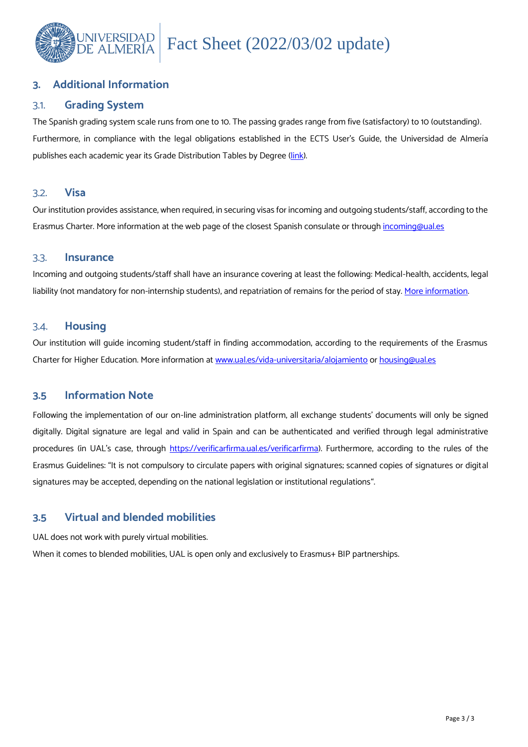## 3. Additional Information

### 3.1. Grading System

The Spanish grading system scale runs from one to 10. The passing grades range from five (satisfactory) to 10 (outstanding). Furthermore, in compliance with the legal obligations established in the ECTS User's Guide, the Universidad de Almería publishes each academic year its Grade Distribution Tables by Degree (link).

### 3.2. Visa

Our institution provides assistance, when required, in securing visas for incoming and outgoing students/staff, according to the Erasmus Charter. More information at the web page of the closest Spanish consulate or through incoming@ual.es

### 3.3. Insurance

Incoming and outgoing students/staff shall have an insurance covering at least the following: Medical-health, accidents, legal liability (not mandatory for non-internship students), and repatriation of remains for the period of stay. More information.

### 3.4. Housing

Our institution will guide incoming student/staff in finding accommodation, according to the requirements of the Erasmus Charter for Higher Education. More information at www.ual.es/vida-universitaria/alojamiento or housing@ual.es

### 3.5 Information Note

Following the implementation of our on-line administration platform, all exchange students' documents will only be signed digitally. Digital signature are legal and valid in Spain and can be authenticated and verified through legal administrative procedures (in UAL's case, through https://verificarfirma.ual.es/verificarfirma). Furthermore, according to the rules of the Erasmus Guidelines: "It is not compulsory to circulate papers with original signatures; scanned copies of signatures or digital signatures may be accepted, depending on the national legislation or institutional regulations".

### 3.5 Virtual and blended mobilities

UAL does not work with purely virtual mobilities.

When it comes to blended mobilities, UAL is open only and exclusively to Erasmus+ BIP partnerships.